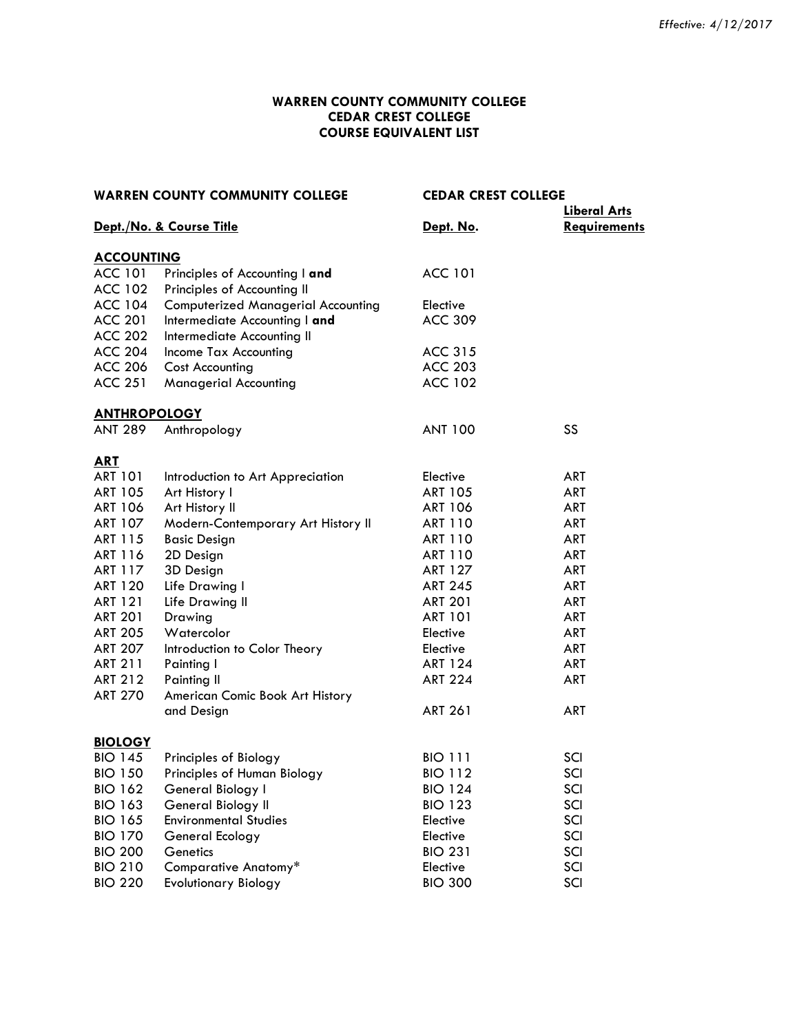*Effective: 4/12/2017*

**WARREN COUNTY COMMUNITY COLLEGE**
**CEDAR CREST COLLEGE**
**COURSE EQUIVALENT LIST**

| WARREN COUNTY COMMUNITY COLLEGE | | CEDAR CREST COLLEGE | |
|---|---|---|---|
| **Dept./No.** | **Course Title** | **Dept. No.** | **Liberal Arts Requirements** |
| **ACCOUNTING** | | | |
| ACC 101 | Principles of Accounting I **and** | ACC 101 | |
| ACC 102 | Principles of Accounting II | | |
| ACC 104 | Computerized Managerial Accounting | Elective | |
| ACC 201 | Intermediate Accounting I **and** | ACC 309 | |
| ACC 202 | Intermediate Accounting II | | |
| ACC 204 | Income Tax Accounting | ACC 315 | |
| ACC 206 | Cost Accounting | ACC 203 | |
| ACC 251 | Managerial Accounting | ACC 102 | |
| **ANTHROPOLOGY** | | | |
| ANT 289 | Anthropology | ANT 100 | SS |
| **ART** | | | |
| ART 101 | Introduction to Art Appreciation | Elective | ART |
| ART 105 | Art History I | ART 105 | ART |
| ART 106 | Art History II | ART 106 | ART |
| ART 107 | Modern-Contemporary Art History II | ART 110 | ART |
| ART 115 | Basic Design | ART 110 | ART |
| ART 116 | 2D Design | ART 110 | ART |
| ART 117 | 3D Design | ART 127 | ART |
| ART 120 | Life Drawing I | ART 245 | ART |
| ART 121 | Life Drawing II | ART 201 | ART |
| ART 201 | Drawing | ART 101 | ART |
| ART 205 | Watercolor | Elective | ART |
| ART 207 | Introduction to Color Theory | Elective | ART |
| ART 211 | Painting I | ART 124 | ART |
| ART 212 | Painting II | ART 224 | ART |
| ART 270 | American Comic Book Art History and Design | ART 261 | ART |
| **BIOLOGY** | | | |
| BIO 145 | Principles of Biology | BIO 111 | SCI |
| BIO 150 | Principles of Human Biology | BIO 112 | SCI |
| BIO 162 | General Biology I | BIO 124 | SCI |
| BIO 163 | General Biology II | BIO 123 | SCI |
| BIO 165 | Environmental Studies | Elective | SCI |
| BIO 170 | General Ecology | Elective | SCI |
| BIO 200 | Genetics | BIO 231 | SCI |
| BIO 210 | Comparative Anatomy* | Elective | SCI |
| BIO 220 | Evolutionary Biology | BIO 300 | SCI |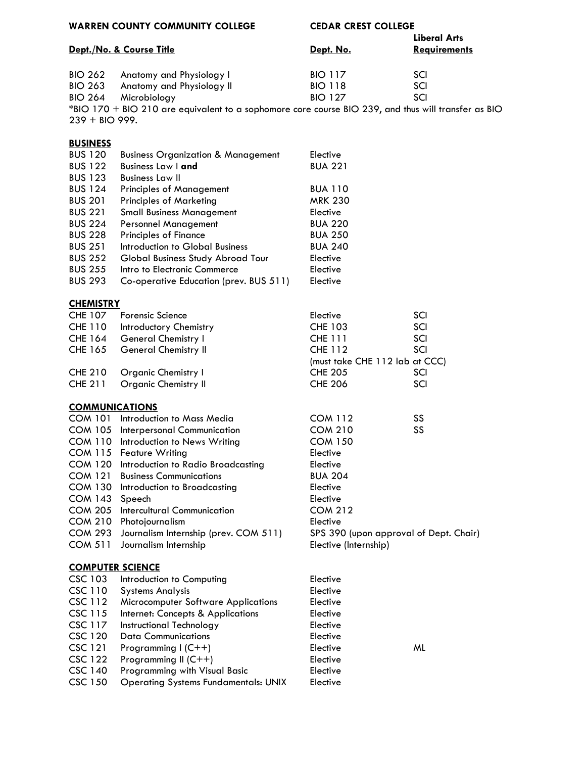| WARREN COUNTY COMMUNITY COLLEGE | | CEDAR CREST COLLEGE | |
|---|---|---|---|
| **Dept./No. & Course Title** | | **Dept. No.** | **Liberal Arts Requirements** |
| BIO 262 | Anatomy and Physiology I | BIO 117 | SCI |
| BIO 263 | Anatomy and Physiology II | BIO 118 | SCI |
| BIO 264 | Microbiology | BIO 127 | SCI |

*BIO 170 + BIO 210 are equivalent to a sophomore core course BIO 239, and thus will transfer as BIO 239 + BIO 999.

**BUSINESS**

| | | | |
|---|---|---|---|
| BUS 120 | Business Organization & Management | Elective | |
| BUS 122 | Business Law I **and** | BUA 221 | |
| BUS 123 | Business Law II | | |
| BUS 124 | Principles of Management | BUA 110 | |
| BUS 201 | Principles of Marketing | MRK 230 | |
| BUS 221 | Small Business Management | Elective | |
| BUS 224 | Personnel Management | BUA 220 | |
| BUS 228 | Principles of Finance | BUA 250 | |
| BUS 251 | Introduction to Global Business | BUA 240 | |
| BUS 252 | Global Business Study Abroad Tour | Elective | |
| BUS 255 | Intro to Electronic Commerce | Elective | |
| BUS 293 | Co-operative Education (prev. BUS 511) | Elective | |

**CHEMISTRY**

| | | | |
|---|---|---|---|
| CHE 107 | Forensic Science | Elective | SCI |
| CHE 110 | Introductory Chemistry | CHE 103 | SCI |
| CHE 164 | General Chemistry I | CHE 111 | SCI |
| CHE 165 | General Chemistry II | CHE 112 (must take CHE 112 lab at CCC) | SCI |
| CHE 210 | Organic Chemistry I | CHE 205 | SCI |
| CHE 211 | Organic Chemistry II | CHE 206 | SCI |

**COMMUNICATIONS**

| | | | |
|---|---|---|---|
| COM 101 | Introduction to Mass Media | COM 112 | SS |
| COM 105 | Interpersonal Communication | COM 210 | SS |
| COM 110 | Introduction to News Writing | COM 150 | |
| COM 115 | Feature Writing | Elective | |
| COM 120 | Introduction to Radio Broadcasting | Elective | |
| COM 121 | Business Communications | BUA 204 | |
| COM 130 | Introduction to Broadcasting | Elective | |
| COM 143 | Speech | Elective | |
| COM 205 | Intercultural Communication | COM 212 | |
| COM 210 | Photojournalism | Elective | |
| COM 293 | Journalism Internship (prev. COM 511) | SPS 390 (upon approval of Dept. Chair) | |
| COM 511 | Journalism Internship | Elective (Internship) | |

**COMPUTER SCIENCE**

| | | | |
|---|---|---|---|
| CSC 103 | Introduction to Computing | Elective | |
| CSC 110 | Systems Analysis | Elective | |
| CSC 112 | Microcomputer Software Applications | Elective | |
| CSC 115 | Internet: Concepts & Applications | Elective | |
| CSC 117 | Instructional Technology | Elective | |
| CSC 120 | Data Communications | Elective | |
| CSC 121 | Programming I (C++) | Elective | ML |
| CSC 122 | Programming II (C++) | Elective | |
| CSC 140 | Programming with Visual Basic | Elective | |
| CSC 150 | Operating Systems Fundamentals: UNIX | Elective | |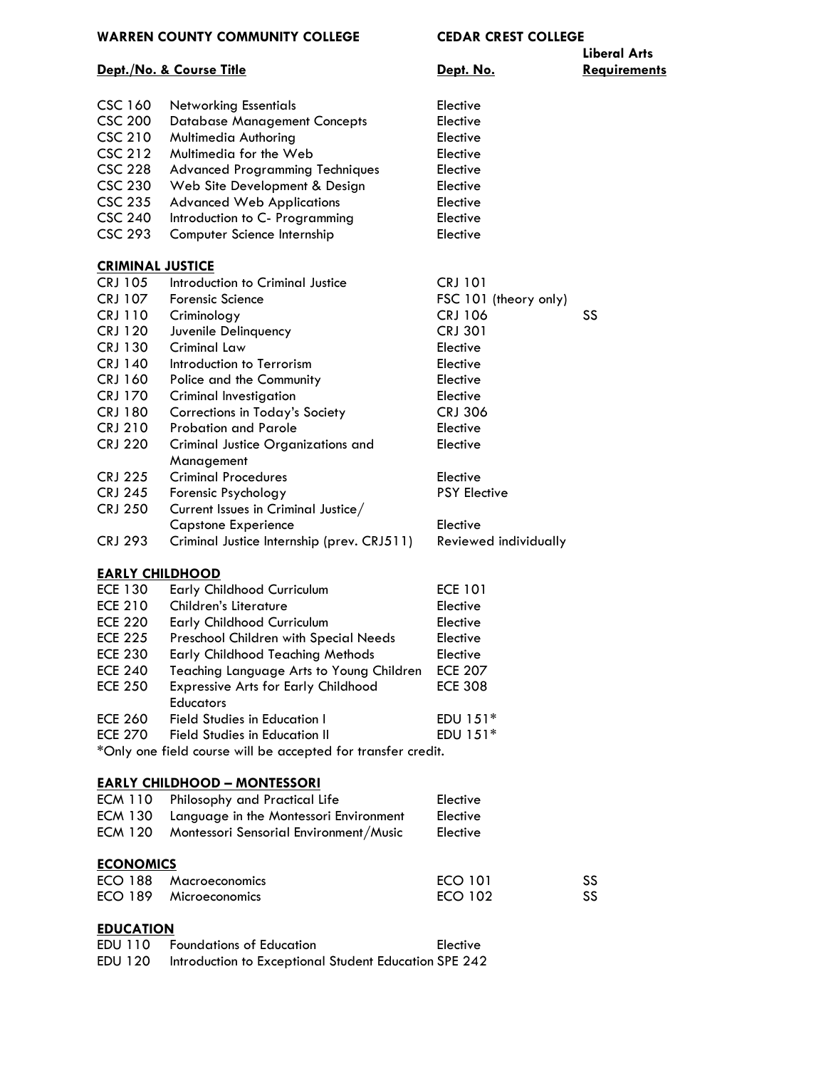| WARREN COUNTY COMMUNITY COLLEGE | | CEDAR CREST COLLEGE | |
|---|---|---|---|
| **Dept./No. & Course Title** | | **Dept. No.** | **Liberal Arts Requirements** |
| CSC 160 | Networking Essentials | Elective | |
| CSC 200 | Database Management Concepts | Elective | |
| CSC 210 | Multimedia Authoring | Elective | |
| CSC 212 | Multimedia for the Web | Elective | |
| CSC 228 | Advanced Programming Techniques | Elective | |
| CSC 230 | Web Site Development & Design | Elective | |
| CSC 235 | Advanced Web Applications | Elective | |
| CSC 240 | Introduction to C- Programming | Elective | |
| CSC 293 | Computer Science Internship | Elective | |
| **CRIMINAL JUSTICE** | | | |
| CRJ 105 | Introduction to Criminal Justice | CRJ 101 | |
| CRJ 107 | Forensic Science | FSC 101 (theory only) | |
| CRJ 110 | Criminology | CRJ 106 | SS |
| CRJ 120 | Juvenile Delinquency | CRJ 301 | |
| CRJ 130 | Criminal Law | Elective | |
| CRJ 140 | Introduction to Terrorism | Elective | |
| CRJ 160 | Police and the Community | Elective | |
| CRJ 170 | Criminal Investigation | Elective | |
| CRJ 180 | Corrections in Today's Society | CRJ 306 | |
| CRJ 210 | Probation and Parole | Elective | |
| CRJ 220 | Criminal Justice Organizations and Management | Elective | |
| CRJ 225 | Criminal Procedures | Elective | |
| CRJ 245 | Forensic Psychology | PSY Elective | |
| CRJ 250 | Current Issues in Criminal Justice/ Capstone Experience | Elective | |
| CRJ 293 | Criminal Justice Internship (prev. CRJ511) | Reviewed individually | |
| **EARLY CHILDHOOD** | | | |
| ECE 130 | Early Childhood Curriculum | ECE 101 | |
| ECE 210 | Children's Literature | Elective | |
| ECE 220 | Early Childhood Curriculum | Elective | |
| ECE 225 | Preschool Children with Special Needs | Elective | |
| ECE 230 | Early Childhood Teaching Methods | Elective | |
| ECE 240 | Teaching Language Arts to Young Children | ECE 207 | |
| ECE 250 | Expressive Arts for Early Childhood Educators | ECE 308 | |
| ECE 260 | Field Studies in Education I | EDU 151* | |
| ECE 270 | Field Studies in Education II | EDU 151* | |

*Only one field course will be accepted for transfer credit.

| **EARLY CHILDHOOD – MONTESSORI** | | | |
|---|---|---|---|
| ECM 110 | Philosophy and Practical Life | Elective | |
| ECM 130 | Language in the Montessori Environment | Elective | |
| ECM 120 | Montessori Sensorial Environment/Music | Elective | |
| **ECONOMICS** | | | |
| ECO 188 | Macroeconomics | ECO 101 | SS |
| ECO 189 | Microeconomics | ECO 102 | SS |
| **EDUCATION** | | | |
| EDU 110 | Foundations of Education | Elective | |
| EDU 120 | Introduction to Exceptional Student Education | SPE 242 | |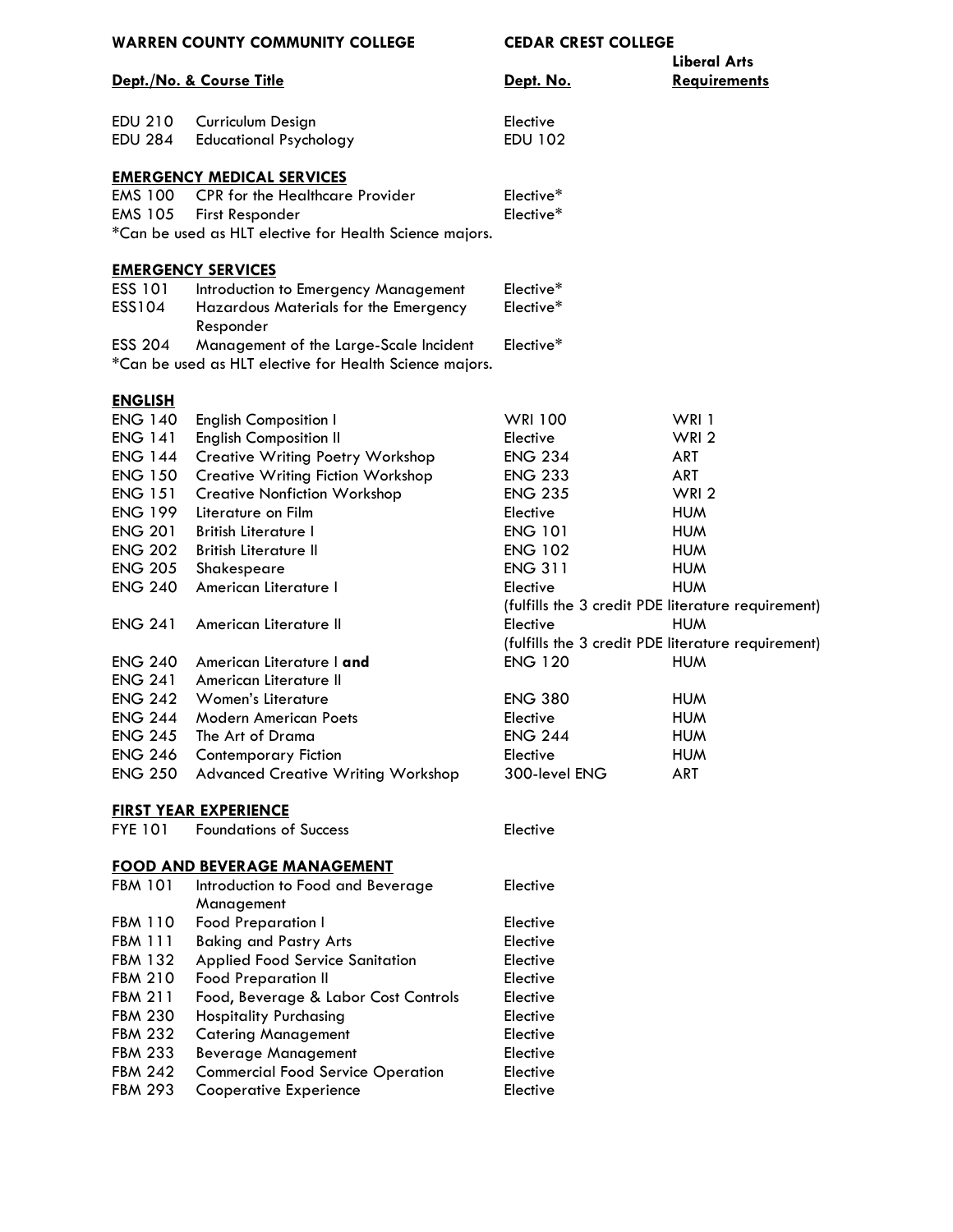| WARREN COUNTY COMMUNITY COLLEGE | | CEDAR CREST COLLEGE | |
|---|---|---|---|
| **Dept./No.** | **& Course Title** | **Dept. No.** | **Liberal Arts Requirements** |
| EDU 210 | Curriculum Design | Elective | |
| EDU 284 | Educational Psychology | EDU 102 | |
| **EMERGENCY MEDICAL SERVICES** | | | |
| EMS 100 | CPR for the Healthcare Provider | Elective* | |
| EMS 105 | First Responder | Elective* | |
| *Can be used as HLT elective for Health Science majors. | | | |
| **EMERGENCY SERVICES** | | | |
| ESS 101 | Introduction to Emergency Management | Elective* | |
| ESS104 | Hazardous Materials for the Emergency Responder | Elective* | |
| ESS 204 | Management of the Large-Scale Incident | Elective* | |
| *Can be used as HLT elective for Health Science majors. | | | |
| **ENGLISH** | | | |
| ENG 140 | English Composition I | WRI 100 | WRI 1 |
| ENG 141 | English Composition II | Elective | WRI 2 |
| ENG 144 | Creative Writing Poetry Workshop | ENG 234 | ART |
| ENG 150 | Creative Writing Fiction Workshop | ENG 233 | ART |
| ENG 151 | Creative Nonfiction Workshop | ENG 235 | WRI 2 |
| ENG 199 | Literature on Film | Elective | HUM |
| ENG 201 | British Literature I | ENG 101 | HUM |
| ENG 202 | British Literature II | ENG 102 | HUM |
| ENG 205 | Shakespeare | ENG 311 | HUM |
| ENG 240 | American Literature I | Elective (fulfills the 3 credit PDE literature requirement) | HUM |
| ENG 241 | American Literature II | Elective (fulfills the 3 credit PDE literature requirement) | HUM |
| ENG 240 ENG 241 | American Literature I **and** American Literature II | ENG 120 | HUM |
| ENG 242 | Women's Literature | ENG 380 | HUM |
| ENG 244 | Modern American Poets | Elective | HUM |
| ENG 245 | The Art of Drama | ENG 244 | HUM |
| ENG 246 | Contemporary Fiction | Elective | HUM |
| ENG 250 | Advanced Creative Writing Workshop | 300-level ENG | ART |
| **FIRST YEAR EXPERIENCE** | | | |
| FYE 101 | Foundations of Success | Elective | |
| **FOOD AND BEVERAGE MANAGEMENT** | | | |
| FBM 101 | Introduction to Food and Beverage Management | Elective | |
| FBM 110 | Food Preparation I | Elective | |
| FBM 111 | Baking and Pastry Arts | Elective | |
| FBM 132 | Applied Food Service Sanitation | Elective | |
| FBM 210 | Food Preparation II | Elective | |
| FBM 211 | Food, Beverage & Labor Cost Controls | Elective | |
| FBM 230 | Hospitality Purchasing | Elective | |
| FBM 232 | Catering Management | Elective | |
| FBM 233 | Beverage Management | Elective | |
| FBM 242 | Commercial Food Service Operation | Elective | |
| FBM 293 | Cooperative Experience | Elective | |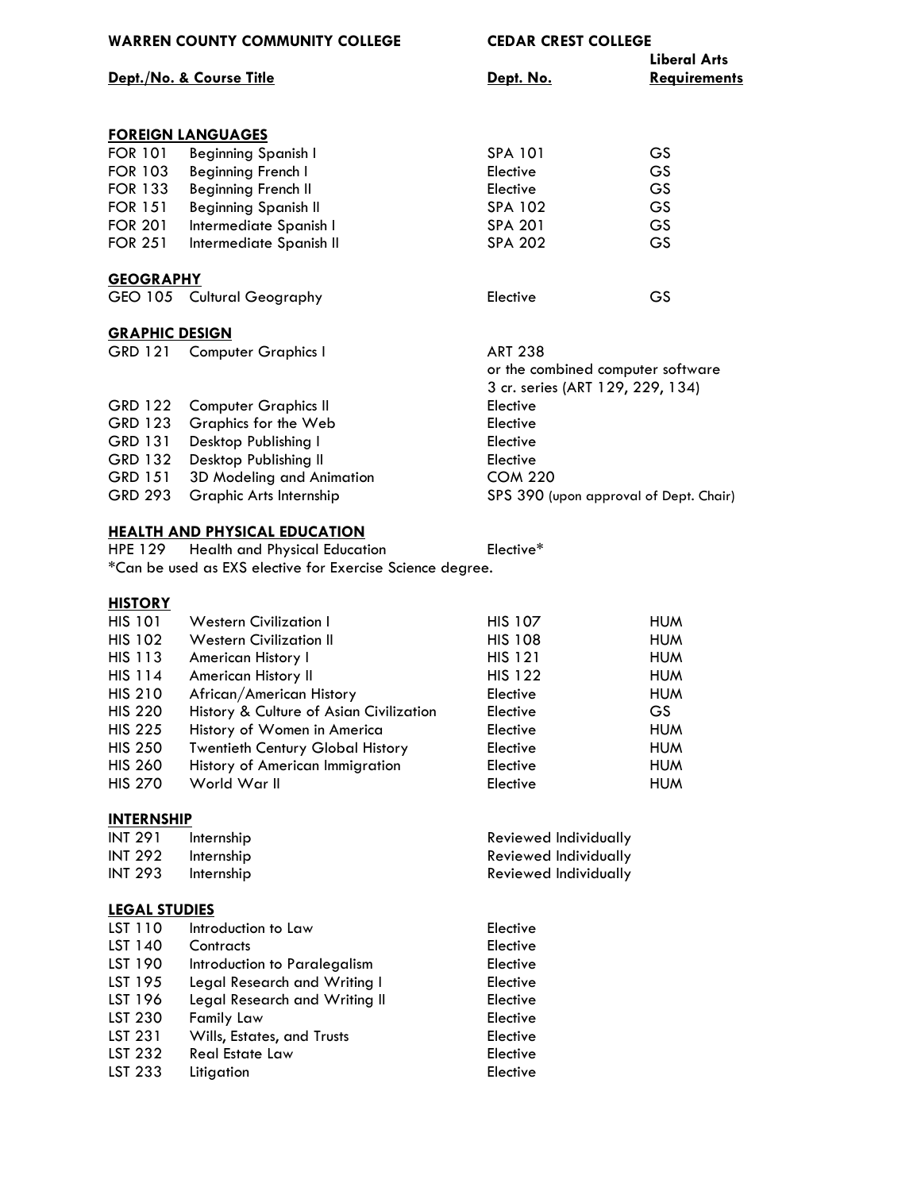| WARREN COUNTY COMMUNITY COLLEGE | | CEDAR CREST COLLEGE | |
|---|---|---|---|
| **Dept./No. & Course Title** | | **Dept. No.** | **Liberal Arts Requirements** |
| **FOREIGN LANGUAGES** | | | |
| FOR 101 | Beginning Spanish I | SPA 101 | GS |
| FOR 103 | Beginning French I | Elective | GS |
| FOR 133 | Beginning French II | Elective | GS |
| FOR 151 | Beginning Spanish II | SPA 102 | GS |
| FOR 201 | Intermediate Spanish I | SPA 201 | GS |
| FOR 251 | Intermediate Spanish II | SPA 202 | GS |
| **GEOGRAPHY** | | | |
| GEO 105 | Cultural Geography | Elective | GS |
| **GRAPHIC DESIGN** | | | |
| GRD 121 | Computer Graphics I | ART 238 or the combined computer software 3 cr. series (ART 129, 229, 134) | |
| GRD 122 | Computer Graphics II | Elective | |
| GRD 123 | Graphics for the Web | Elective | |
| GRD 131 | Desktop Publishing I | Elective | |
| GRD 132 | Desktop Publishing II | Elective | |
| GRD 151 | 3D Modeling and Animation | COM 220 | |
| GRD 293 | Graphic Arts Internship | SPS 390 (upon approval of Dept. Chair) | |
| **HEALTH AND PHYSICAL EDUCATION** | | | |
| HPE 129 | Health and Physical Education | Elective* | |

*Can be used as EXS elective for Exercise Science degree.

| | | | |
|---|---|---|---|
| **HISTORY** | | | |
| HIS 101 | Western Civilization I | HIS 107 | HUM |
| HIS 102 | Western Civilization II | HIS 108 | HUM |
| HIS 113 | American History I | HIS 121 | HUM |
| HIS 114 | American History II | HIS 122 | HUM |
| HIS 210 | African/American History | Elective | HUM |
| HIS 220 | History & Culture of Asian Civilization | Elective | GS |
| HIS 225 | History of Women in America | Elective | HUM |
| HIS 250 | Twentieth Century Global History | Elective | HUM |
| HIS 260 | History of American Immigration | Elective | HUM |
| HIS 270 | World War II | Elective | HUM |
| **INTERNSHIP** | | | |
| INT 291 | Internship | Reviewed Individually | |
| INT 292 | Internship | Reviewed Individually | |
| INT 293 | Internship | Reviewed Individually | |
| **LEGAL STUDIES** | | | |
| LST 110 | Introduction to Law | Elective | |
| LST 140 | Contracts | Elective | |
| LST 190 | Introduction to Paralegalism | Elective | |
| LST 195 | Legal Research and Writing I | Elective | |
| LST 196 | Legal Research and Writing II | Elective | |
| LST 230 | Family Law | Elective | |
| LST 231 | Wills, Estates, and Trusts | Elective | |
| LST 232 | Real Estate Law | Elective | |
| LST 233 | Litigation | Elective | |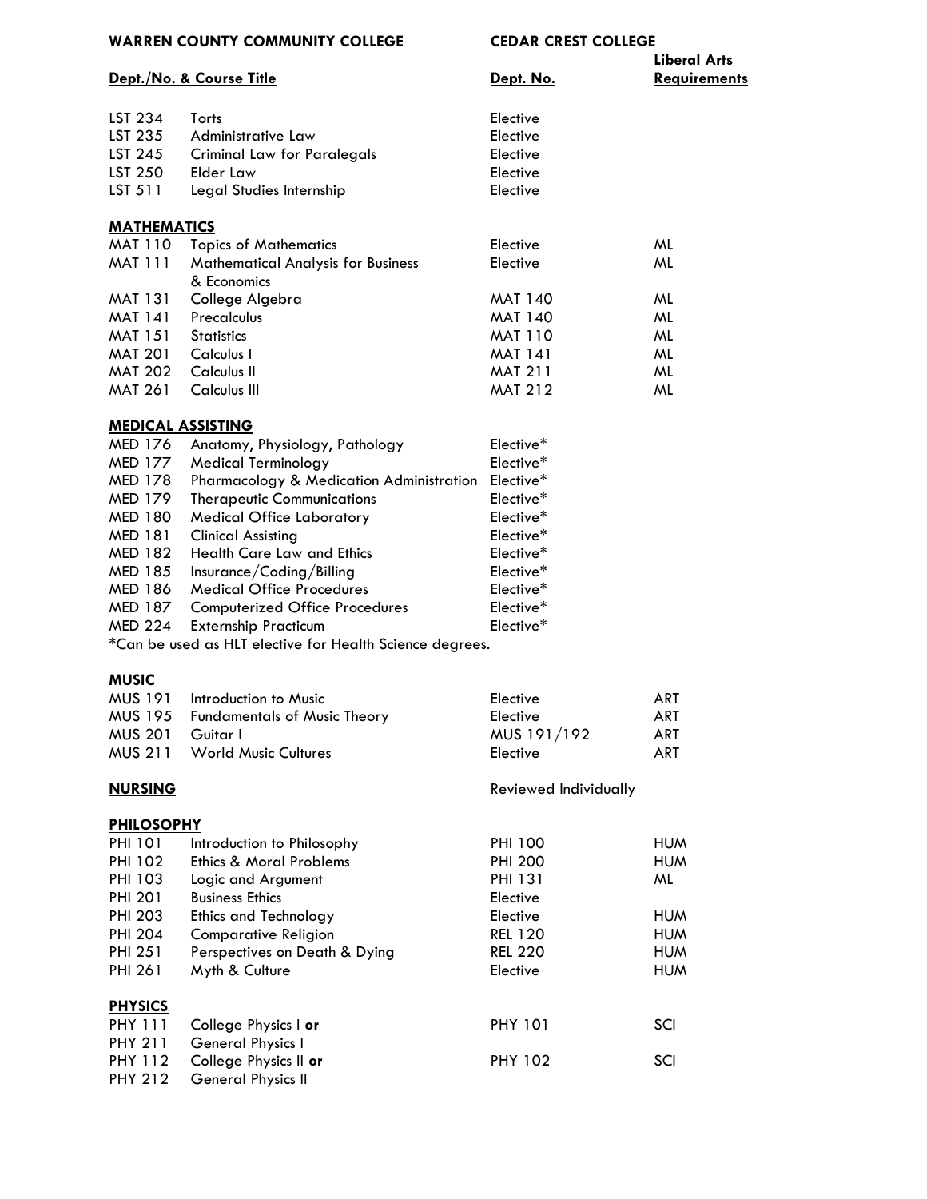| WARREN COUNTY COMMUNITY COLLEGE | | CEDAR CREST COLLEGE | |
|---|---|---|---|
| **Dept./No. & Course Title** | | **Dept. No.** | **Liberal Arts Requirements** |
| LST 234 | Torts | Elective | |
| LST 235 | Administrative Law | Elective | |
| LST 245 | Criminal Law for Paralegals | Elective | |
| LST 250 | Elder Law | Elective | |
| LST 511 | Legal Studies Internship | Elective | |
| **MATHEMATICS** | | | |
| MAT 110 | Topics of Mathematics | Elective | ML |
| MAT 111 | Mathematical Analysis for Business & Economics | Elective | ML |
| MAT 131 | College Algebra | MAT 140 | ML |
| MAT 141 | Precalculus | MAT 140 | ML |
| MAT 151 | Statistics | MAT 110 | ML |
| MAT 201 | Calculus I | MAT 141 | ML |
| MAT 202 | Calculus II | MAT 211 | ML |
| MAT 261 | Calculus III | MAT 212 | ML |
| **MEDICAL ASSISTING** | | | |
| MED 176 | Anatomy, Physiology, Pathology | Elective* | |
| MED 177 | Medical Terminology | Elective* | |
| MED 178 | Pharmacology & Medication Administration | Elective* | |
| MED 179 | Therapeutic Communications | Elective* | |
| MED 180 | Medical Office Laboratory | Elective* | |
| MED 181 | Clinical Assisting | Elective* | |
| MED 182 | Health Care Law and Ethics | Elective* | |
| MED 185 | Insurance/Coding/Billing | Elective* | |
| MED 186 | Medical Office Procedures | Elective* | |
| MED 187 | Computerized Office Procedures | Elective* | |
| MED 224 | Externship Practicum | Elective* | |

*Can be used as HLT elective for Health Science degrees.

| | | | |
|---|---|---|---|
| **MUSIC** | | | |
| MUS 191 | Introduction to Music | Elective | ART |
| MUS 195 | Fundamentals of Music Theory | Elective | ART |
| MUS 201 | Guitar I | MUS 191/192 | ART |
| MUS 211 | World Music Cultures | Elective | ART |
| **NURSING** | | Reviewed Individually | |
| **PHILOSOPHY** | | | |
| PHI 101 | Introduction to Philosophy | PHI 100 | HUM |
| PHI 102 | Ethics & Moral Problems | PHI 200 | HUM |
| PHI 103 | Logic and Argument | PHI 131 | ML |
| PHI 201 | Business Ethics | Elective | |
| PHI 203 | Ethics and Technology | Elective | HUM |
| PHI 204 | Comparative Religion | REL 120 | HUM |
| PHI 251 | Perspectives on Death & Dying | REL 220 | HUM |
| PHI 261 | Myth & Culture | Elective | HUM |
| **PHYSICS** | | | |
| PHY 111 / PHY 211 | College Physics I **or** General Physics I | PHY 101 | SCI |
| PHY 112 / PHY 212 | College Physics II **or** General Physics II | PHY 102 | SCI |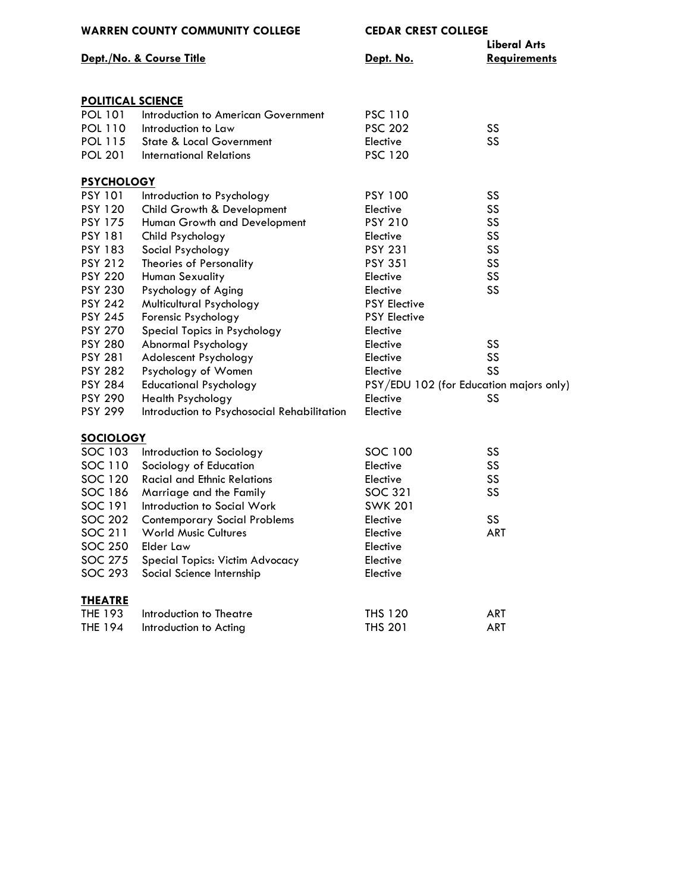| WARREN COUNTY COMMUNITY COLLEGE | | CEDAR CREST COLLEGE | |
|---|---|---|---|
| **Dept./No. & Course Title** | | **Dept. No.** | **Liberal Arts Requirements** |
| **POLITICAL SCIENCE** | | | |
| POL 101 | Introduction to American Government | PSC 110 | |
| POL 110 | Introduction to Law | PSC 202 | SS |
| POL 115 | State & Local Government | Elective | SS |
| POL 201 | International Relations | PSC 120 | |
| **PSYCHOLOGY** | | | |
| PSY 101 | Introduction to Psychology | PSY 100 | SS |
| PSY 120 | Child Growth & Development | Elective | SS |
| PSY 175 | Human Growth and Development | PSY 210 | SS |
| PSY 181 | Child Psychology | Elective | SS |
| PSY 183 | Social Psychology | PSY 231 | SS |
| PSY 212 | Theories of Personality | PSY 351 | SS |
| PSY 220 | Human Sexuality | Elective | SS |
| PSY 230 | Psychology of Aging | Elective | SS |
| PSY 242 | Multicultural Psychology | PSY Elective | |
| PSY 245 | Forensic Psychology | PSY Elective | |
| PSY 270 | Special Topics in Psychology | Elective | |
| PSY 280 | Abnormal Psychology | Elective | SS |
| PSY 281 | Adolescent Psychology | Elective | SS |
| PSY 282 | Psychology of Women | Elective | SS |
| PSY 284 | Educational Psychology | PSY/EDU 102 (for Education majors only) | |
| PSY 290 | Health Psychology | Elective | SS |
| PSY 299 | Introduction to Psychosocial Rehabilitation | Elective | |
| **SOCIOLOGY** | | | |
| SOC 103 | Introduction to Sociology | SOC 100 | SS |
| SOC 110 | Sociology of Education | Elective | SS |
| SOC 120 | Racial and Ethnic Relations | Elective | SS |
| SOC 186 | Marriage and the Family | SOC 321 | SS |
| SOC 191 | Introduction to Social Work | SWK 201 | |
| SOC 202 | Contemporary Social Problems | Elective | SS |
| SOC 211 | World Music Cultures | Elective | ART |
| SOC 250 | Elder Law | Elective | |
| SOC 275 | Special Topics: Victim Advocacy | Elective | |
| SOC 293 | Social Science Internship | Elective | |
| **THEATRE** | | | |
| THE 193 | Introduction to Theatre | THS 120 | ART |
| THE 194 | Introduction to Acting | THS 201 | ART |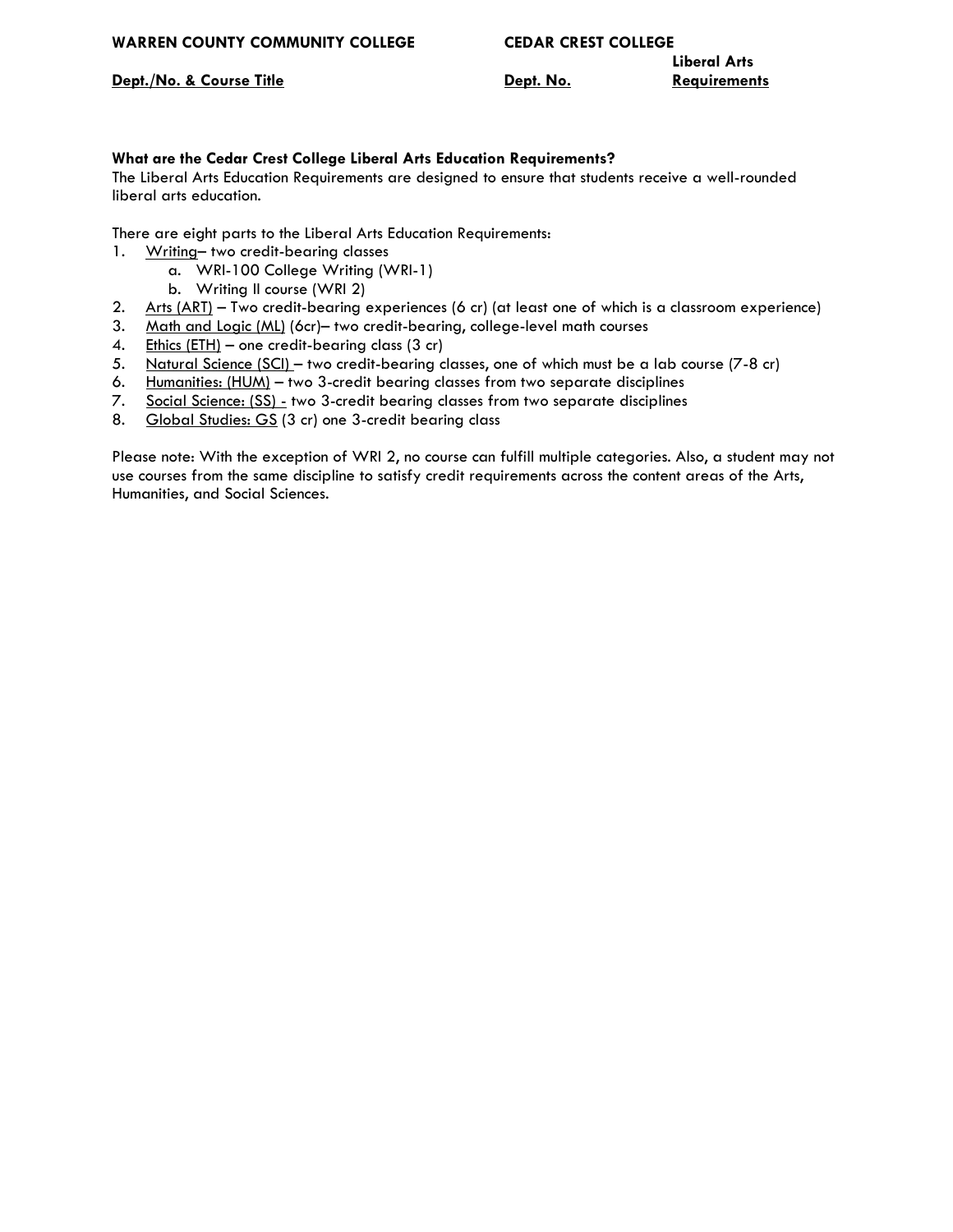**What are the Cedar Crest College Liberal Arts Education Requirements?**
The Liberal Arts Education Requirements are designed to ensure that students receive a well-rounded liberal arts education.

There are eight parts to the Liberal Arts Education Requirements:

1. Writing– two credit-bearing classes
   a. WRI-100 College Writing (WRI-1)
   b. Writing II course (WRI 2)
2. Arts (ART) – Two credit-bearing experiences (6 cr) (at least one of which is a classroom experience)
3. Math and Logic (ML) (6cr)– two credit-bearing, college-level math courses
4. Ethics (ETH) – one credit-bearing class (3 cr)
5. Natural Science (SCI) – two credit-bearing classes, one of which must be a lab course (7-8 cr)
6. Humanities: (HUM) – two 3-credit bearing classes from two separate disciplines
7. Social Science: (SS) - two 3-credit bearing classes from two separate disciplines
8. Global Studies: GS (3 cr) one 3-credit bearing class

Please note: With the exception of WRI 2, no course can fulfill multiple categories. Also, a student may not use courses from the same discipline to satisfy credit requirements across the content areas of the Arts, Humanities, and Social Sciences.